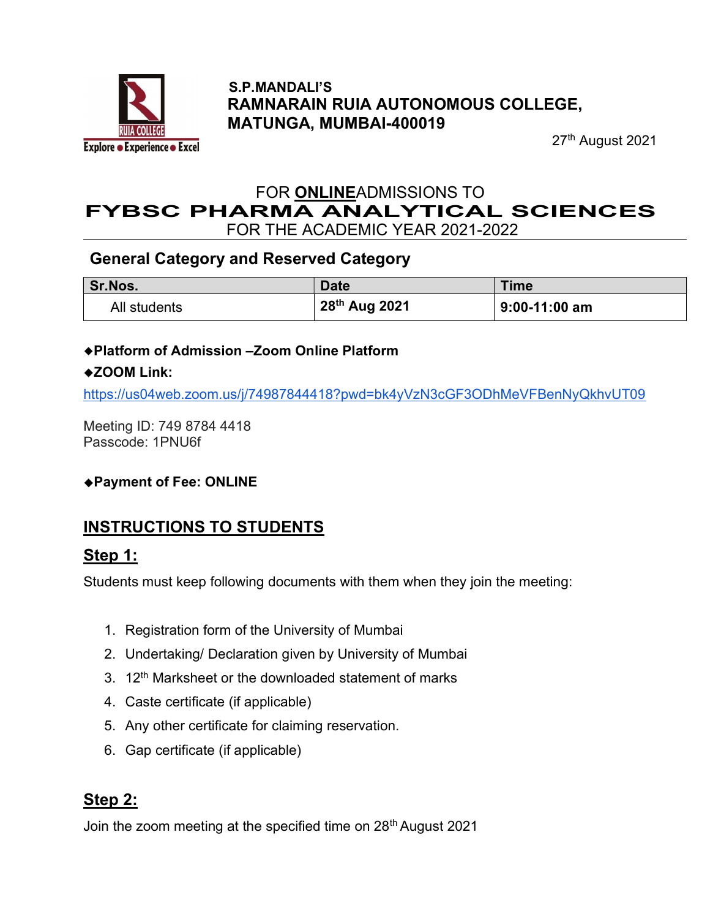S.P.MANDALI'S

**RAMNARAIN RUIA AUTONOMOUS COLLEGE, MATUNGA, MUMBAI-400019**

27th August 2021

# FOR **ONLINE**ADMISSIONS TO FYBSC PHARMA ANALYTICAL SCIENCES FOR THE ACADEMIC YEAR 2021-2022

## General Category and Reserved Category

| Sr.Nos. | Date | Time |
|---|---|---|
| All students | **28th Aug 2021** | **9:00-11:00 am** |

◆**Platform of Admission –Zoom Online Platform**

◆**ZOOM Link:**

https://us04web.zoom.us/j/74987844418?pwd=bk4yVzN3cGF3ODhMeVFBenNyQkhvUT09

Meeting ID: 749 8784 4418
Passcode: 1PNU6f

◆**Payment of Fee: ONLINE**

## INSTRUCTIONS TO STUDENTS

### Step 1:

Students must keep following documents with them when they join the meeting:

1. Registration form of the University of Mumbai
2. Undertaking/ Declaration given by University of Mumbai
3. 12th Marksheet or the downloaded statement of marks
4. Caste certificate (if applicable)
5. Any other certificate for claiming reservation.
6. Gap certificate (if applicable)

### Step 2:

Join the zoom meeting at the specified time on 28th August 2021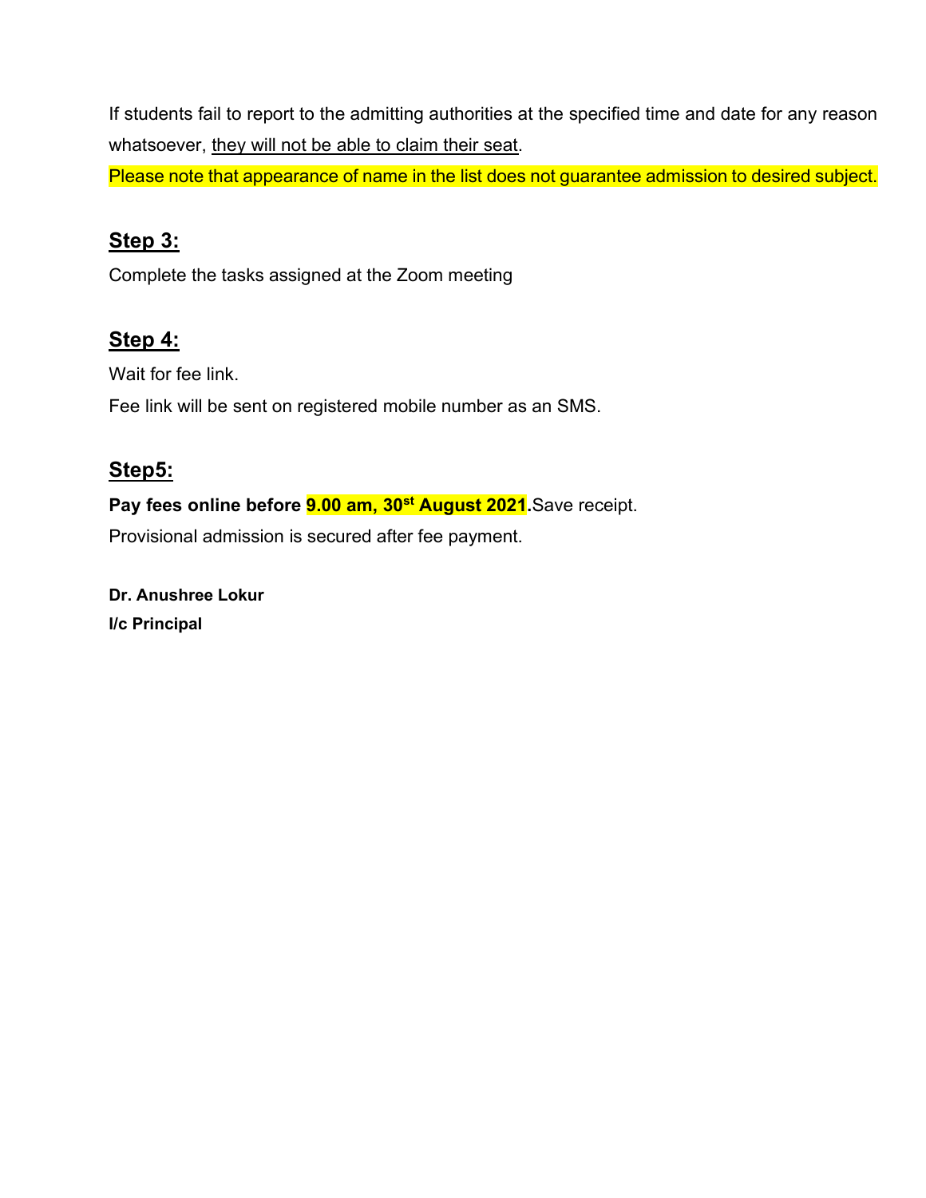If students fail to report to the admitting authorities at the specified time and date for any reason whatsoever, they will not be able to claim their seat.

Please note that appearance of name in the list does not guarantee admission to desired subject.

## Step 3:

Complete the tasks assigned at the Zoom meeting

## Step 4:

Wait for fee link.

Fee link will be sent on registered mobile number as an SMS.

## Step5:

**Pay fees online before 9.00 am, 30st August 2021.** Save receipt.

Provisional admission is secured after fee payment.

**Dr. Anushree Lokur**

**I/c Principal**